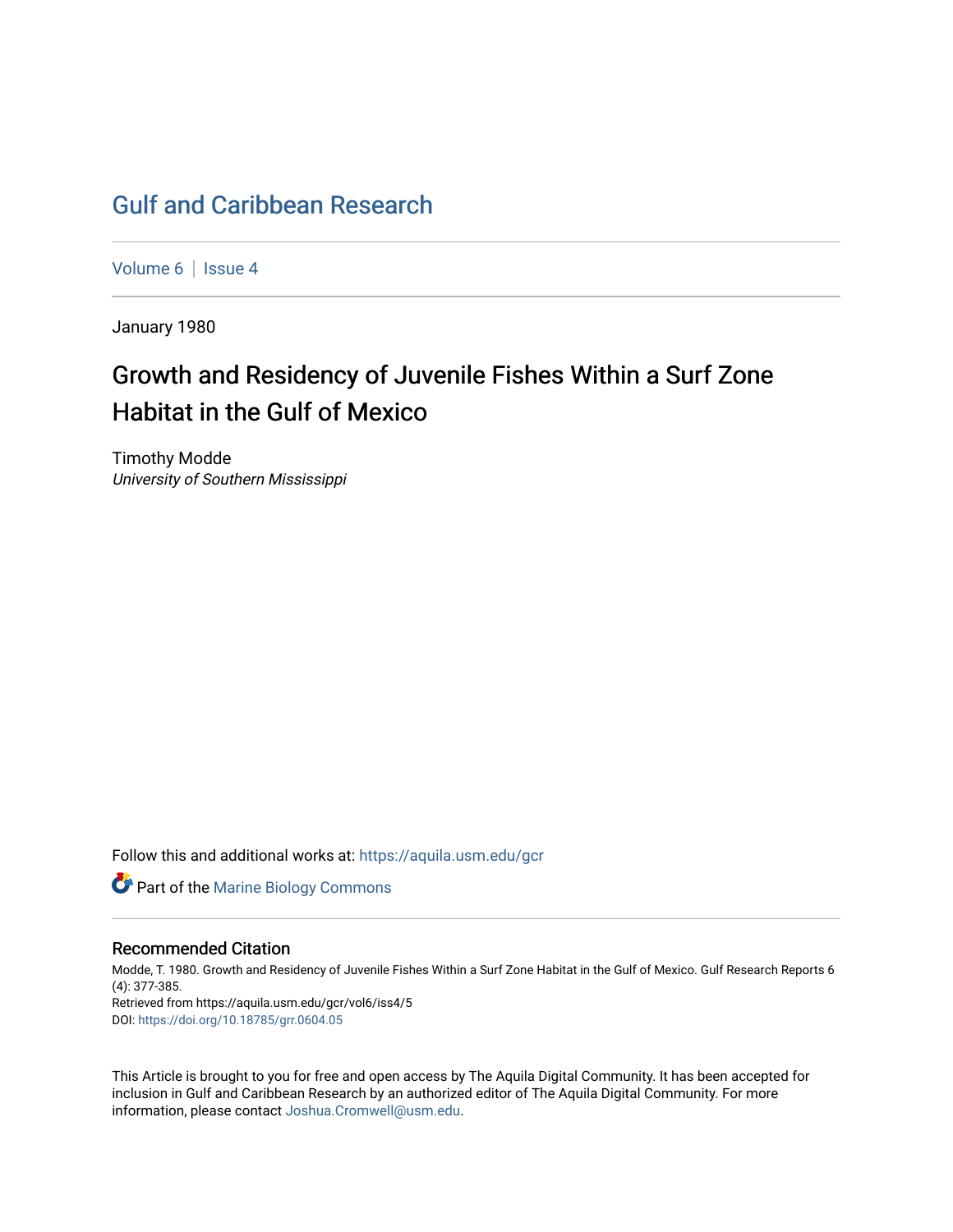# Gulf and Caribbean Research

Volume 6 | Issue 4

January 1980

## Growth and Residency of Juvenile Fishes Within a Surf Zone Habitat in the Gulf of Mexico

Timothy Modde
*University of Southern Mississippi*

Follow this and additional works at: https://aquila.usm.edu/gcr

Part of the Marine Biology Commons

### Recommended Citation

Modde, T. 1980. Growth and Residency of Juvenile Fishes Within a Surf Zone Habitat in the Gulf of Mexico. Gulf Research Reports 6 (4): 377-385.
Retrieved from https://aquila.usm.edu/gcr/vol6/iss4/5
DOI: https://doi.org/10.18785/grr.0604.05

This Article is brought to you for free and open access by The Aquila Digital Community. It has been accepted for inclusion in Gulf and Caribbean Research by an authorized editor of The Aquila Digital Community. For more information, please contact Joshua.Cromwell@usm.edu.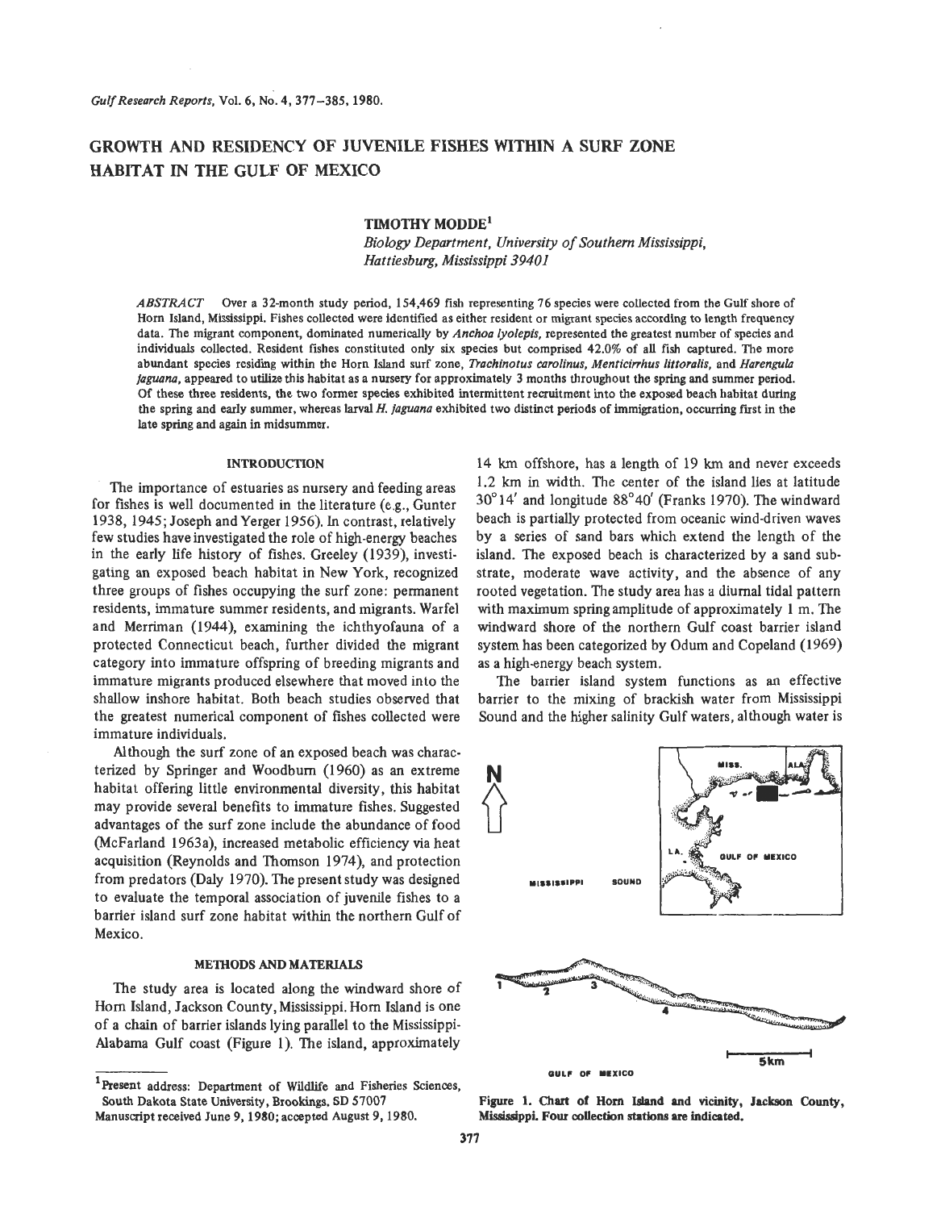# GROWTH AND RESIDENCY OF JUVENILE FISHES WITHIN A SURF ZONE HABITAT IN THE GULF OF MEXICO

**TIMOTHY MODDE**[1]

*Biology Department, University of Southern Mississippi, Hattiesburg, Mississippi 39401*

*ABSTRACT* Over a 32-month study period, 154,469 fish representing 76 species were collected from the Gulf shore of Horn Island, Mississippi. Fishes collected were identified as either resident or migrant species according to length frequency data. The migrant component, dominated numerically by *Anchoa lyolepis*, represented the greatest number of species and individuals collected. Resident fishes constituted only six species but comprised 42.0% of all fish captured. The more abundant species residing within the Horn Island surf zone, *Trachinotus carolinus, Menticirrhus littoralis*, and *Harengula jaguana*, appeared to utilize this habitat as a nursery for approximately 3 months throughout the spring and summer period. Of these three residents, the two former species exhibited intermittent recruitment into the exposed beach habitat during the spring and early summer, whereas larval *H. jaguana* exhibited two distinct periods of immigration, occurring first in the late spring and again in midsummer.

## INTRODUCTION

The importance of estuaries as nursery and feeding areas for fishes is well documented in the literature (e.g., Gunter 1938, 1945; Joseph and Yerger 1956). In contrast, relatively few studies have investigated the role of high-energy beaches in the early life history of fishes. Greeley (1939), investigating an exposed beach habitat in New York, recognized three groups of fishes occupying the surf zone: permanent residents, immature summer residents, and migrants. Warfel and Merriman (1944), examining the ichthyofauna of a protected Connecticut beach, further divided the migrant category into immature offspring of breeding migrants and immature migrants produced elsewhere that moved into the shallow inshore habitat. Both beach studies observed that the greatest numerical component of fishes collected were immature individuals.

Although the surf zone of an exposed beach was characterized by Springer and Woodburn (1960) as an extreme habitat offering little environmental diversity, this habitat may provide several benefits to immature fishes. Suggested advantages of the surf zone include the abundance of food (McFarland 1963a), increased metabolic efficiency via heat acquisition (Reynolds and Thomson 1974), and protection from predators (Daly 1970). The present study was designed to evaluate the temporal association of juvenile fishes to a barrier island surf zone habitat within the northern Gulf of Mexico.

## METHODS AND MATERIALS

The study area is located along the windward shore of Horn Island, Jackson County, Mississippi. Horn Island is one of a chain of barrier islands lying parallel to the Mississippi-Alabama Gulf coast (Figure 1). The island, approximately 14 km offshore, has a length of 19 km and never exceeds 1.2 km in width. The center of the island lies at latitude 30°14′ and longitude 88°40′ (Franks 1970). The windward beach is partially protected from oceanic wind-driven waves by a series of sand bars which extend the length of the island. The exposed beach is characterized by a sand substrate, moderate wave activity, and the absence of any rooted vegetation. The study area has a diurnal tidal pattern with maximum spring amplitude of approximately 1 m. The windward shore of the northern Gulf coast barrier island system has been categorized by Odum and Copeland (1969) as a high-energy beach system.

The barrier island system functions as an effective barrier to the mixing of brackish water from Mississippi Sound and the higher salinity Gulf waters, although water is

Figure 1. Chart of Horn Island and vicinity, Jackson County, Mississippi. Four collection stations are indicated.

[1]Present address: Department of Wildlife and Fisheries Sciences, South Dakota State University, Brookings, SD 57007

Manuscript received June 9, 1980; accepted August 9, 1980.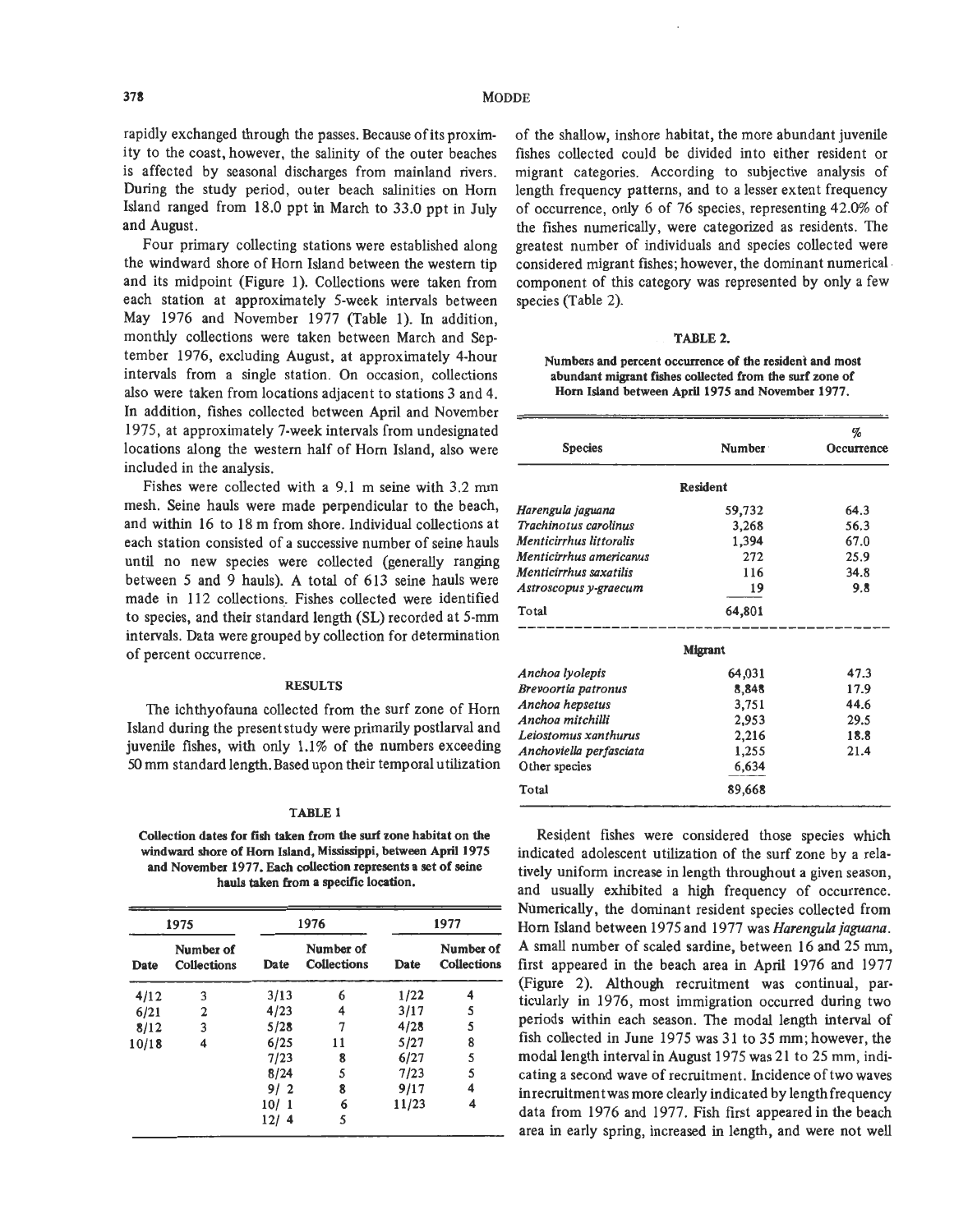rapidly exchanged through the passes. Because of its proximity to the coast, however, the salinity of the outer beaches is affected by seasonal discharges from mainland rivers. During the study period, outer beach salinities on Horn Island ranged from 18.0 ppt in March to 33.0 ppt in July and August.

Four primary collecting stations were established along the windward shore of Horn Island between the western tip and its midpoint (Figure 1). Collections were taken from each station at approximately 5-week intervals between May 1976 and November 1977 (Table 1). In addition, monthly collections were taken between March and September 1976, excluding August, at approximately 4-hour intervals from a single station. On occasion, collections also were taken from locations adjacent to stations 3 and 4. In addition, fishes collected between April and November 1975, at approximately 7-week intervals from undesignated locations along the western half of Horn Island, also were included in the analysis.

Fishes were collected with a 9.1 m seine with 3.2 mm mesh. Seine hauls were made perpendicular to the beach, and within 16 to 18 m from shore. Individual collections at each station consisted of a successive number of seine hauls until no new species were collected (generally ranging between 5 and 9 hauls). A total of 613 seine hauls were made in 112 collections. Fishes collected were identified to species, and their standard length (SL) recorded at 5-mm intervals. Data were grouped by collection for determination of percent occurrence.

## RESULTS

The ichthyofauna collected from the surf zone of Horn Island during the present study were primarily postlarval and juvenile fishes, with only 1.1% of the numbers exceeding 50 mm standard length. Based upon their temporal utilization of the shallow, inshore habitat, the more abundant juvenile fishes collected could be divided into either resident or migrant categories. According to subjective analysis of length frequency patterns, and to a lesser extent frequency of occurrence, only 6 of 76 species, representing 42.0% of the fishes numerically, were categorized as residents. The greatest number of individuals and species collected were considered migrant fishes; however, the dominant numerical component of this category was represented by only a few species (Table 2).

**TABLE 1**

**Collection dates for fish taken from the surf zone habitat on the windward shore of Horn Island, Mississippi, between April 1975 and November 1977. Each collection represents a set of seine hauls taken from a specific location.**

| 1975 | | 1976 | | 1977 | |
|---|---|---|---|---|---|
| Date | Number of Collections | Date | Number of Collections | Date | Number of Collections |
| 4/12 | 3 | 3/13 | 6 | 1/22 | 4 |
| 6/21 | 2 | 4/23 | 4 | 3/17 | 5 |
| 8/12 | 3 | 5/28 | 7 | 4/28 | 5 |
| 10/18 | 4 | 6/25 | 11 | 5/27 | 8 |
| | | 7/23 | 8 | 6/27 | 5 |
| | | 8/24 | 5 | 7/23 | 5 |
| | | 9/ 2 | 8 | 9/17 | 4 |
| | | 10/ 1 | 6 | 11/23 | 4 |
| | | 12/ 4 | 5 | | |

**TABLE 2.**

**Numbers and percent occurrence of the resident and most abundant migrant fishes collected from the surf zone of Horn Island between April 1975 and November 1977.**

| Species | Number | % Occurrence |
|---|---|---|
| **Resident** | | |
| *Harengula jaguana* | 59,732 | 64.3 |
| *Trachinotus carolinus* | 3,268 | 56.3 |
| *Menticirrhus littoralis* | 1,394 | 67.0 |
| *Menticirrhus americanus* | 272 | 25.9 |
| *Menticirrhus saxatilis* | 116 | 34.8 |
| *Astroscopus y-graecum* | 19 | 9.8 |
| Total | 64,801 | |
| **Migrant** | | |
| *Anchoa lyolepis* | 64,031 | 47.3 |
| *Brevoortia patronus* | 8,848 | 17.9 |
| *Anchoa hepsetus* | 3,751 | 44.6 |
| *Anchoa mitchilli* | 2,953 | 29.5 |
| *Leiostomus xanthurus* | 2,216 | 18.8 |
| *Anchoviella perfasciata* | 1,255 | 21.4 |
| Other species | 6,634 | |
| Total | 89,668 | |

Resident fishes were considered those species which indicated adolescent utilization of the surf zone by a relatively uniform increase in length throughout a given season, and usually exhibited a high frequency of occurrence. Numerically, the dominant resident species collected from Horn Island between 1975 and 1977 was *Harengula jaguana*. A small number of scaled sardine, between 16 and 25 mm, first appeared in the beach area in April 1976 and 1977 (Figure 2). Although recruitment was continual, particularly in 1976, most immigration occurred during two periods within each season. The modal length interval of fish collected in June 1975 was 31 to 35 mm; however, the modal length interval in August 1975 was 21 to 25 mm, indicating a second wave of recruitment. Incidence of two waves in recruitment was more clearly indicated by length frequency data from 1976 and 1977. Fish first appeared in the beach area in early spring, increased in length, and were not well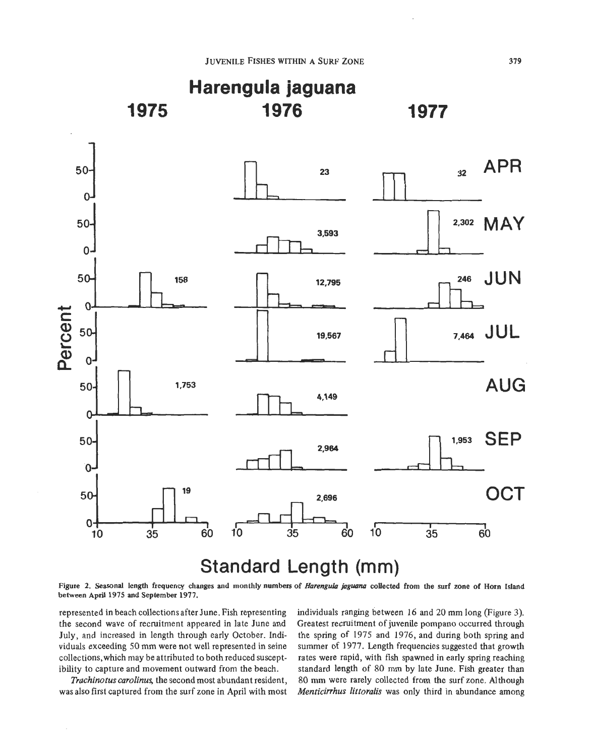Figure 2. Seasonal length frequency changes and monthly numbers of *Harengula jaguana* collected from the surf zone of Horn Island between April 1975 and September 1977.

represented in beach collections after June. Fish representing the second wave of recruitment appeared in late June and July, and increased in length through early October. Individuals exceeding 50 mm were not well represented in seine collections, which may be attributed to both reduced susceptibility to capture and movement outward from the beach.

*Trachinotus carolinus*, the second most abundant resident, was also first captured from the surf zone in April with most individuals ranging between 16 and 20 mm long (Figure 3). Greatest recruitment of juvenile pompano occurred through the spring of 1975 and 1976, and during both spring and summer of 1977. Length frequencies suggested that growth rates were rapid, with fish spawned in early spring reaching standard length of 80 mm by late June. Fish greater than 80 mm were rarely collected from the surf zone. Although *Menticirrhus littoralis* was only third in abundance among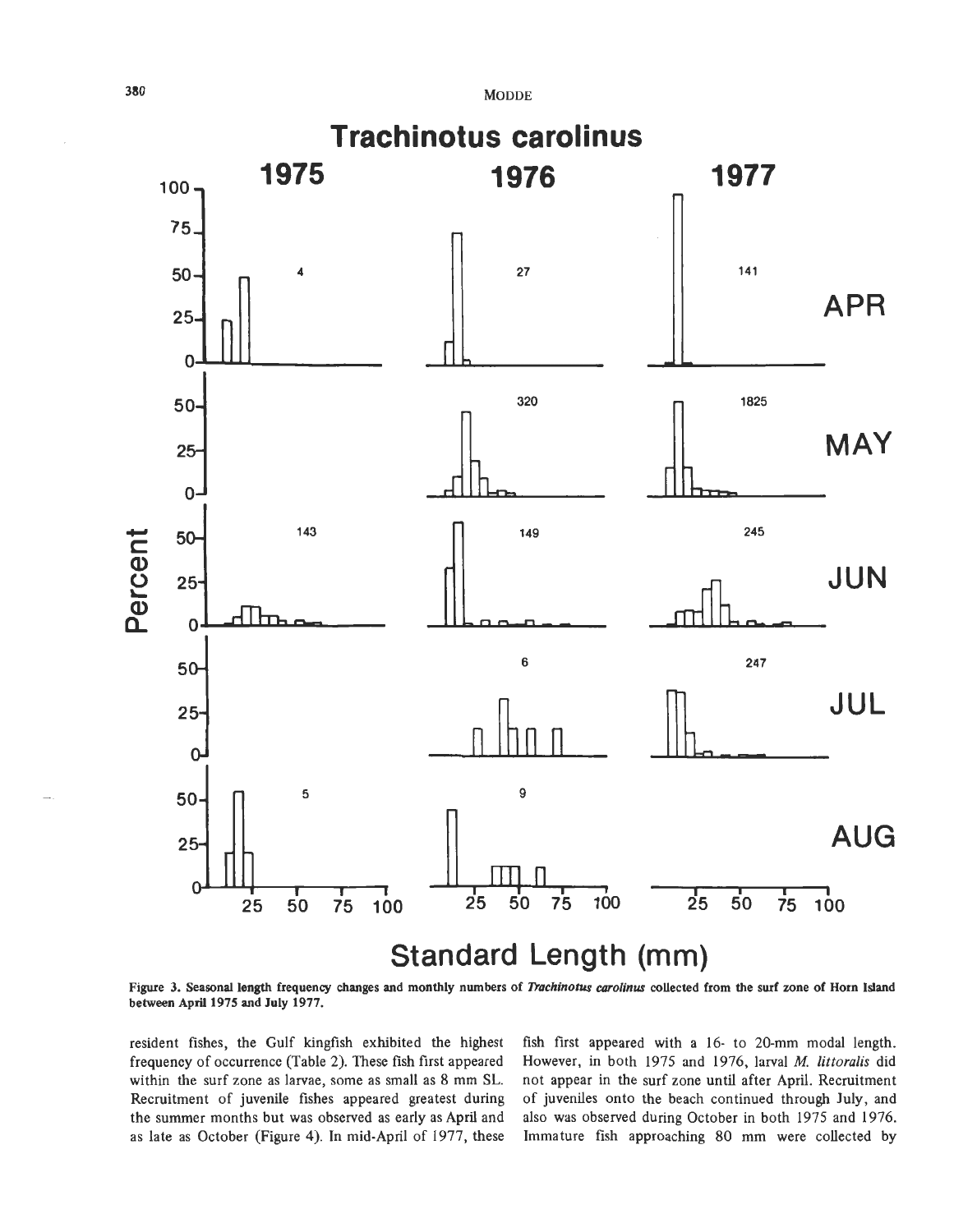Figure 3. Seasonal length frequency changes and monthly numbers of *Trachinotus carolinus* collected from the surf zone of Horn Island between April 1975 and July 1977.

resident fishes, the Gulf kingfish exhibited the highest frequency of occurrence (Table 2). These fish first appeared within the surf zone as larvae, some as small as 8 mm SL. Recruitment of juvenile fishes appeared greatest during the summer months but was observed as early as April and as late as October (Figure 4). In mid-April of 1977, these fish first appeared with a 16- to 20-mm modal length. However, in both 1975 and 1976, larval *M. littoralis* did not appear in the surf zone until after April. Recruitment of juveniles onto the beach continued through July, and also was observed during October in both 1975 and 1976. Immature fish approaching 80 mm were collected by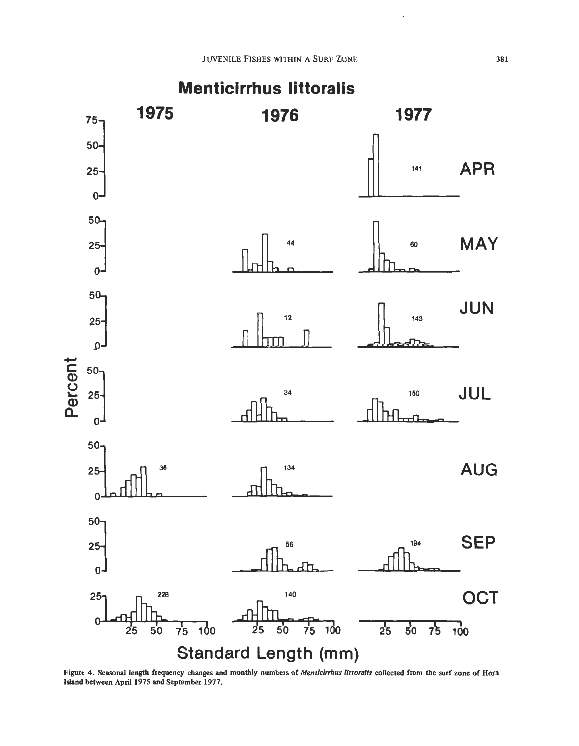Figure 4. Seasonal length frequency changes and monthly numbers of *Menticirrhus littoralis* collected from the surf zone of Horn Island between April 1975 and September 1977.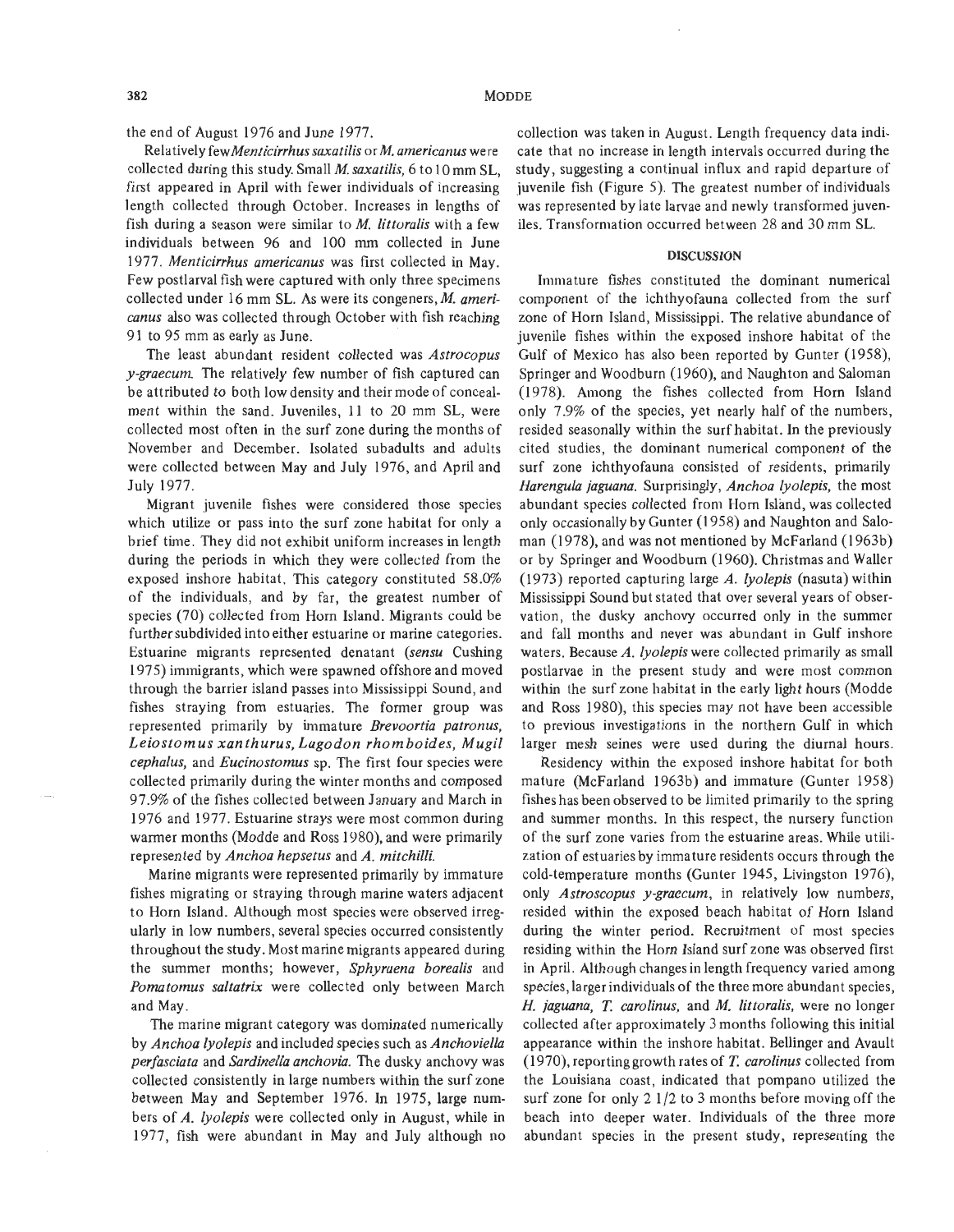the end of August 1976 and June 1977.

Relatively few *Menticirrhus saxatilis* or *M. americanus* were collected during this study. Small *M. saxatilis*, 6 to 10 mm SL, first appeared in April with fewer individuals of increasing length collected through October. Increases in lengths of fish during a season were similar to *M. littoralis* with a few individuals between 96 and 100 mm collected in June 1977. *Menticirrhus americanus* was first collected in May. Few postlarval fish were captured with only three specimens collected under 16 mm SL. As were its congeners, *M. americanus* also was collected through October with fish reaching 91 to 95 mm as early as June.

The least abundant resident collected was *Astrocopus y-graecum*. The relatively few number of fish captured can be attributed to both low density and their mode of concealment within the sand. Juveniles, 11 to 20 mm SL, were collected most often in the surf zone during the months of November and December. Isolated subadults and adults were collected between May and July 1976, and April and July 1977.

Migrant juvenile fishes were considered those species which utilize or pass into the surf zone habitat for only a brief time. They did not exhibit uniform increases in length during the periods in which they were collected from the exposed inshore habitat. This category constituted 58.0% of the individuals, and by far, the greatest number of species (70) collected from Horn Island. Migrants could be further subdivided into either estuarine or marine categories. Estuarine migrants represented denatant (*sensu* Cushing 1975) immigrants, which were spawned offshore and moved through the barrier island passes into Mississippi Sound, and fishes straying from estuaries. The former group was represented primarily by immature *Brevoortia patronus*, *Leiostomus xanthurus*, *Lagodon rhomboides*, *Mugil cephalus*, and *Eucinostomus* sp. The first four species were collected primarily during the winter months and composed 97.9% of the fishes collected between January and March in 1976 and 1977. Estuarine strays were most common during warmer months (Modde and Ross 1980), and were primarily represented by *Anchoa hepsetus* and *A. mitchilli*.

Marine migrants were represented primarily by immature fishes migrating or straying through marine waters adjacent to Horn Island. Although most species were observed irregularly in low numbers, several species occurred consistently throughout the study. Most marine migrants appeared during the summer months; however, *Sphyraena borealis* and *Pomatomus saltatrix* were collected only between March and May.

The marine migrant category was dominated numerically by *Anchoa lyolepis* and included species such as *Anchoviella perfasciata* and *Sardinella anchovia*. The dusky anchovy was collected consistently in large numbers within the surf zone between May and September 1976. In 1975, large numbers of *A. lyolepis* were collected only in August, while in 1977, fish were abundant in May and July although no collection was taken in August. Length frequency data indicate that no increase in length intervals occurred during the study, suggesting a continual influx and rapid departure of juvenile fish (Figure 5). The greatest number of individuals was represented by late larvae and newly transformed juveniles. Transformation occurred between 28 and 30 mm SL.

## DISCUSSION

Immature fishes constituted the dominant numerical component of the ichthyofauna collected from the surf zone of Horn Island, Mississippi. The relative abundance of juvenile fishes within the exposed inshore habitat of the Gulf of Mexico has also been reported by Gunter (1958), Springer and Woodburn (1960), and Naughton and Saloman (1978). Among the fishes collected from Horn Island only 7.9% of the species, yet nearly half of the numbers, resided seasonally within the surf habitat. In the previously cited studies, the dominant numerical component of the surf zone ichthyofauna consisted of residents, primarily *Harengula jaguana*. Surprisingly, *Anchoa lyolepis*, the most abundant species collected from Horn Island, was collected only occasionally by Gunter (1958) and Naughton and Saloman (1978), and was not mentioned by McFarland (1963b) or by Springer and Woodburn (1960). Christmas and Waller (1973) reported capturing large *A. lyolepis* (nasuta) within Mississippi Sound but stated that over several years of observation, the dusky anchovy occurred only in the summer and fall months and never was abundant in Gulf inshore waters. Because *A. lyolepis* were collected primarily as small postlarvae in the present study and were most common within the surf zone habitat in the early light hours (Modde and Ross 1980), this species may not have been accessible to previous investigations in the northern Gulf in which larger mesh seines were used during the diurnal hours.

Residency within the exposed inshore habitat for both mature (McFarland 1963b) and immature (Gunter 1958) fishes has been observed to be limited primarily to the spring and summer months. In this respect, the nursery function of the surf zone varies from the estuarine areas. While utilization of estuaries by immature residents occurs through the cold-temperature months (Gunter 1945, Livingston 1976), only *Astroscopus y-graecum*, in relatively low numbers, resided within the exposed beach habitat of Horn Island during the winter period. Recruitment of most species residing within the Horn Island surf zone was observed first in April. Although changes in length frequency varied among species, larger individuals of the three more abundant species, *H. jaguana*, *T. carolinus*, and *M. littoralis*, were no longer collected after approximately 3 months following this initial appearance within the inshore habitat. Bellinger and Avault (1970), reporting growth rates of *T. carolinus* collected from the Louisiana coast, indicated that pompano utilized the surf zone for only 2 1/2 to 3 months before moving off the beach into deeper water. Individuals of the three more abundant species in the present study, representing the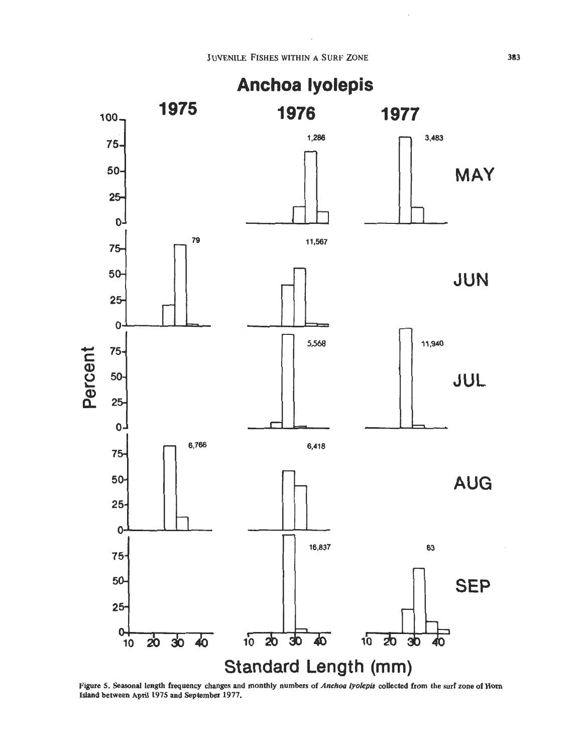Figure 5. Seasonal length frequency changes and monthly numbers of *Anchoa lyolepis* collected from the surf zone of Horn Island between April 1975 and September 1977.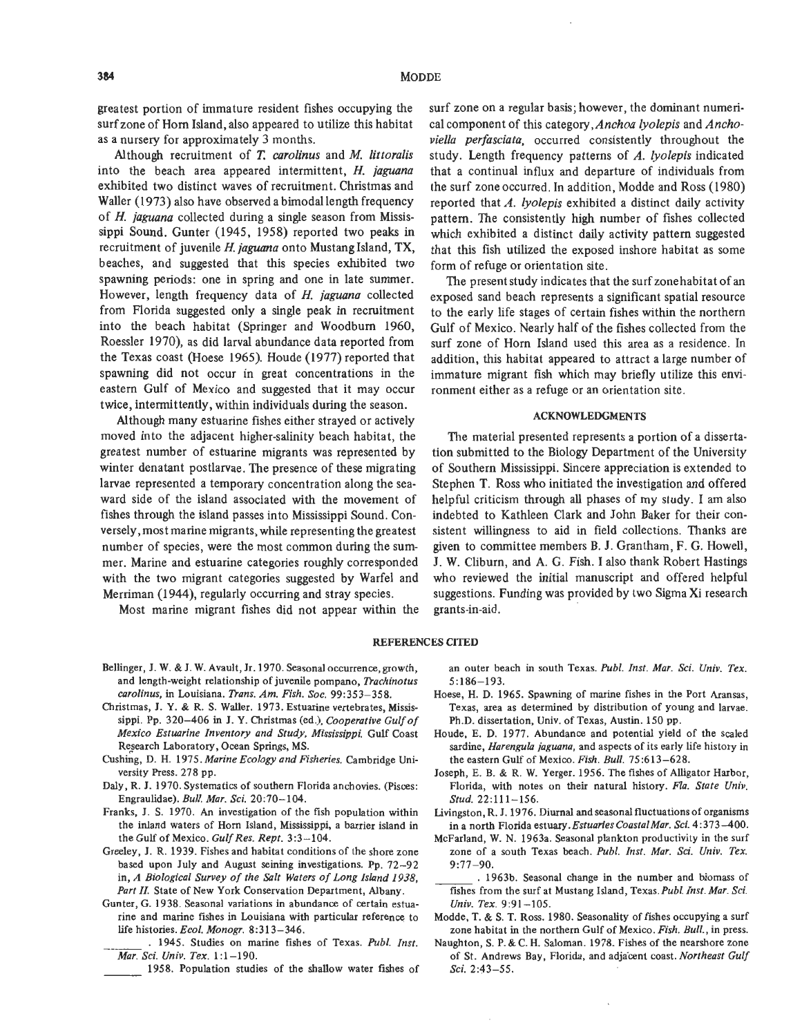greatest portion of immature resident fishes occupying the surf zone of Horn Island, also appeared to utilize this habitat as a nursery for approximately 3 months.

Although recruitment of *T. carolinus* and *M. littoralis* into the beach area appeared intermittent, *H. jaguana* exhibited two distinct waves of recruitment. Christmas and Waller (1973) also have observed a bimodal length frequency of *H. jaguana* collected during a single season from Mississippi Sound. Gunter (1945, 1958) reported two peaks in recruitment of juvenile *H. jaguana* onto Mustang Island, TX, beaches, and suggested that this species exhibited two spawning periods: one in spring and one in late summer. However, length frequency data of *H. jaguana* collected from Florida suggested only a single peak in recruitment into the beach habitat (Springer and Woodburn 1960, Roessler 1970), as did larval abundance data reported from the Texas coast (Hoese 1965). Houde (1977) reported that spawning did not occur in great concentrations in the eastern Gulf of Mexico and suggested that it may occur twice, intermittently, within individuals during the season.

Although many estuarine fishes either strayed or actively moved into the adjacent higher-salinity beach habitat, the greatest number of estuarine migrants was represented by winter denatant postlarvae. The presence of these migrating larvae represented a temporary concentration along the seaward side of the island associated with the movement of fishes through the island passes into Mississippi Sound. Conversely, most marine migrants, while representing the greatest number of species, were the most common during the summer. Marine and estuarine categories roughly corresponded with the two migrant categories suggested by Warfel and Merriman (1944), regularly occurring and stray species.

Most marine migrant fishes did not appear within the surf zone on a regular basis; however, the dominant numerical component of this category, *Anchoa lyolepis* and *Anchoviella perfasciata*, occurred consistently throughout the study. Length frequency patterns of *A. lyolepis* indicated that a continual influx and departure of individuals from the surf zone occurred. In addition, Modde and Ross (1980) reported that *A. lyolepis* exhibited a distinct daily activity pattern. The consistently high number of fishes collected which exhibited a distinct daily activity pattern suggested that this fish utilized the exposed inshore habitat as some form of refuge or orientation site.

The present study indicates that the surf zone habitat of an exposed sand beach represents a significant spatial resource to the early life stages of certain fishes within the northern Gulf of Mexico. Nearly half of the fishes collected from the surf zone of Horn Island used this area as a residence. In addition, this habitat appeared to attract a large number of immature migrant fish which may briefly utilize this environment either as a refuge or an orientation site.

## ACKNOWLEDGMENTS

The material presented represents a portion of a dissertation submitted to the Biology Department of the University of Southern Mississippi. Sincere appreciation is extended to Stephen T. Ross who initiated the investigation and offered helpful criticism through all phases of my study. I am also indebted to Kathleen Clark and John Baker for their consistent willingness to aid in field collections. Thanks are given to committee members B. J. Grantham, F. G. Howell, J. W. Cliburn, and A. G. Fish. I also thank Robert Hastings who reviewed the initial manuscript and offered helpful suggestions. Funding was provided by two Sigma Xi research grants-in-aid.

## REFERENCES CITED

Bellinger, J. W. & J. W. Avault, Jr. 1970. Seasonal occurrence, growth, and length-weight relationship of juvenile pompano, *Trachinotus carolinus*, in Louisiana. *Trans. Am. Fish. Soc.* 99:353–358.

Christmas, J. Y. & R. S. Waller. 1973. Estuarine vertebrates, Mississippi. Pp. 320–406 in J. Y. Christmas (ed.), *Cooperative Gulf of Mexico Estuarine Inventory and Study, Mississippi.* Gulf Coast Research Laboratory, Ocean Springs, MS.

Cushing, D. H. 1975. *Marine Ecology and Fisheries.* Cambridge University Press. 278 pp.

Daly, R. J. 1970. Systematics of southern Florida anchovies. (Pisces: Engraulidae). *Bull. Mar. Sci.* 20:70–104.

Franks, J. S. 1970. An investigation of the fish population within the inland waters of Horn Island, Mississippi, a barrier island in the Gulf of Mexico. *Gulf Res. Rept.* 3:3–104.

Greeley, J. R. 1939. Fishes and habitat conditions of the shore zone based upon July and August seining investigations. Pp. 72–92 in, *A Biological Survey of the Salt Waters of Long Island 1938, Part II.* State of New York Conservation Department, Albany.

Gunter, G. 1938. Seasonal variations in abundance of certain estuarine and marine fishes in Louisiana with particular reference to life histories. *Ecol. Monogr.* 8:313–346.

\_\_\_\_\_\_. 1945. Studies on marine fishes of Texas. *Publ. Inst. Mar. Sci. Univ. Tex.* 1:1–190.

\_\_\_\_\_\_. 1958. Population studies of the shallow water fishes of an outer beach in south Texas. *Publ. Inst. Mar. Sci. Univ. Tex.* 5:186–193.

Hoese, H. D. 1965. Spawning of marine fishes in the Port Aransas, Texas, area as determined by distribution of young and larvae. Ph.D. dissertation, Univ. of Texas, Austin. 150 pp.

Houde, E. D. 1977. Abundance and potential yield of the scaled sardine, *Harengula jaguana*, and aspects of its early life history in the eastern Gulf of Mexico. *Fish. Bull.* 75:613–628.

Joseph, E. B. & R. W. Yerger. 1956. The fishes of Alligator Harbor, Florida, with notes on their natural history. *Fla. State Univ. Stud.* 22:111–156.

Livingston, R. J. 1976. Diurnal and seasonal fluctuations of organisms in a north Florida estuary. *Estuaries Coastal Mar. Sci.* 4:373–400.

McFarland, W. N. 1963a. Seasonal plankton productivity in the surf zone of a south Texas beach. *Publ. Inst. Mar. Sci. Univ. Tex.* 9:77–90.

\_\_\_\_\_\_. 1963b. Seasonal change in the number and biomass of fishes from the surf at Mustang Island, Texas. *Publ. Inst. Mar. Sci. Univ. Tex.* 9:91–105.

Modde, T. & S. T. Ross. 1980. Seasonality of fishes occupying a surf zone habitat in the northern Gulf of Mexico. *Fish. Bull.*, in press.

Naughton, S. P. & C. H. Saloman. 1978. Fishes of the nearshore zone of St. Andrews Bay, Florida, and adjacent coast. *Northeast Gulf Sci.* 2:43–55.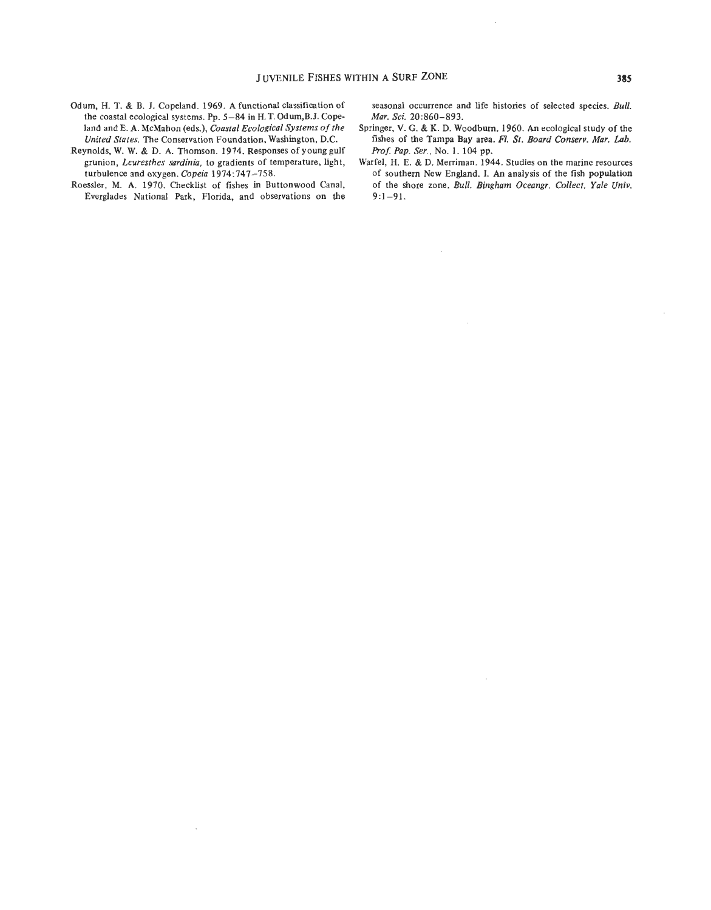Odum, H. T. & B. J. Copeland. 1969. A functional classification of the coastal ecological systems. Pp. 5–84 in H. T. Odum, B. J. Copeland and E. A. McMahon (eds.), *Coastal Ecological Systems of the United States*. The Conservation Foundation, Washington, D.C.

Reynolds, W. W. & D. A. Thomson. 1974. Responses of young gulf grunion, *Leuresthes sardinia*, to gradients of temperature, light, turbulence and oxygen. *Copeia* 1974:747–758.

Roessler, M. A. 1970. Checklist of fishes in Buttonwood Canal, Everglades National Park, Florida, and observations on the seasonal occurrence and life histories of selected species. *Bull. Mar. Sci.* 20:860–893.

Springer, V. G. & K. D. Woodburn. 1960. An ecological study of the fishes of the Tampa Bay area. *Fl. St. Board Conserv. Mar. Lab. Prof. Pap. Ser.*, No. 1. 104 pp.

Warfel, H. E. & D. Merriman. 1944. Studies on the marine resources of southern New England. I. An analysis of the fish population of the shore zone. *Bull. Bingham Oceangr. Collect. Yale Univ.* 9:1–91.